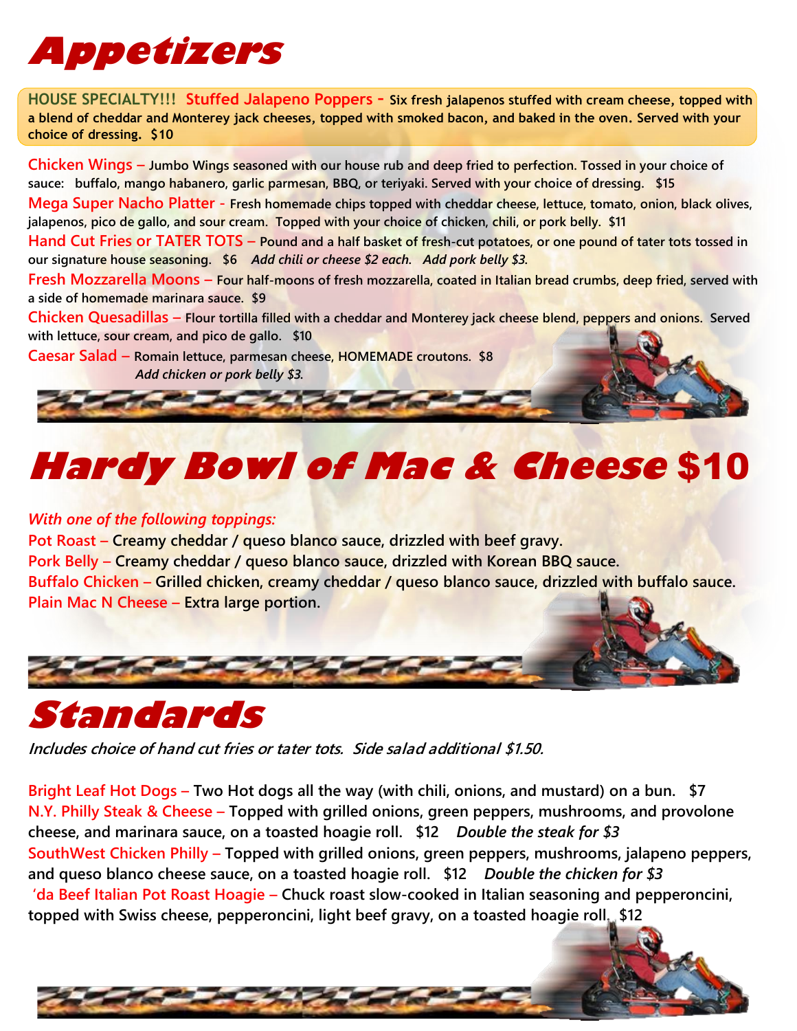# Appetizers

**HOUSE SPECIALTY!!! Stuffed Jalapeno Poppers -** Six fresh jalapenos stuffed with cream cheese, topped with a blend of cheddar and Monterey jack cheeses, topped with smoked bacon, and baked in the oven. Served with your choice of dressing. $10

**Chicken Wings –** Jumbo Wings seasoned with our house rub and deep fried to perfection. Tossed in your choice of sauce: buffalo, mango habanero, garlic parmesan, BBQ, or teriyaki. Served with your choice of dressing. $15

**Mega Super Nacho Platter -** Fresh homemade chips topped with cheddar cheese, lettuce, tomato, onion, black olives, jalapenos, pico de gallo, and sour cream. Topped with your choice of chicken, chili, or pork belly. $11

**Hand Cut Fries or TATER TOTS –** Pound and a half basket of fresh-cut potatoes, or one pound of tater tots tossed in our signature house seasoning. $6 *Add chili or cheese $2 each. Add pork belly $3.*

**Fresh Mozzarella Moons –** Four half-moons of fresh mozzarella, coated in Italian bread crumbs, deep fried, served with a side of homemade marinara sauce. $9

**Chicken Quesadillas –** Flour tortilla filled with a cheddar and Monterey jack cheese blend, peppers and onions. Served with lettuce, sour cream, and pico de gallo. $10

**Caesar Salad –** Romain lettuce, parmesan cheese, HOMEMADE croutons. $8
*Add chicken or pork belly $3.*

# Hardy Bowl of Mac & Cheese $10

*With one of the following toppings:*

**Pot Roast –** Creamy cheddar / queso blanco sauce, drizzled with beef gravy.
**Pork Belly –** Creamy cheddar / queso blanco sauce, drizzled with Korean BBQ sauce.
**Buffalo Chicken –** Grilled chicken, creamy cheddar / queso blanco sauce, drizzled with buffalo sauce.
**Plain Mac N Cheese –** Extra large portion.

# Standards

*Includes choice of hand cut fries or tater tots. Side salad additional $1.50.*

**Bright Leaf Hot Dogs –** Two Hot dogs all the way (with chili, onions, and mustard) on a bun. $7

**N.Y. Philly Steak & Cheese –** Topped with grilled onions, green peppers, mushrooms, and provolone cheese, and marinara sauce, on a toasted hoagie roll. $12 *Double the steak for $3*

**SouthWest Chicken Philly –** Topped with grilled onions, green peppers, mushrooms, jalapeno peppers, and queso blanco cheese sauce, on a toasted hoagie roll. $12 *Double the chicken for $3*

**'da Beef Italian Pot Roast Hoagie –** Chuck roast slow-cooked in Italian seasoning and pepperoncini, topped with Swiss cheese, pepperoncini, light beef gravy, on a toasted hoagie roll. $12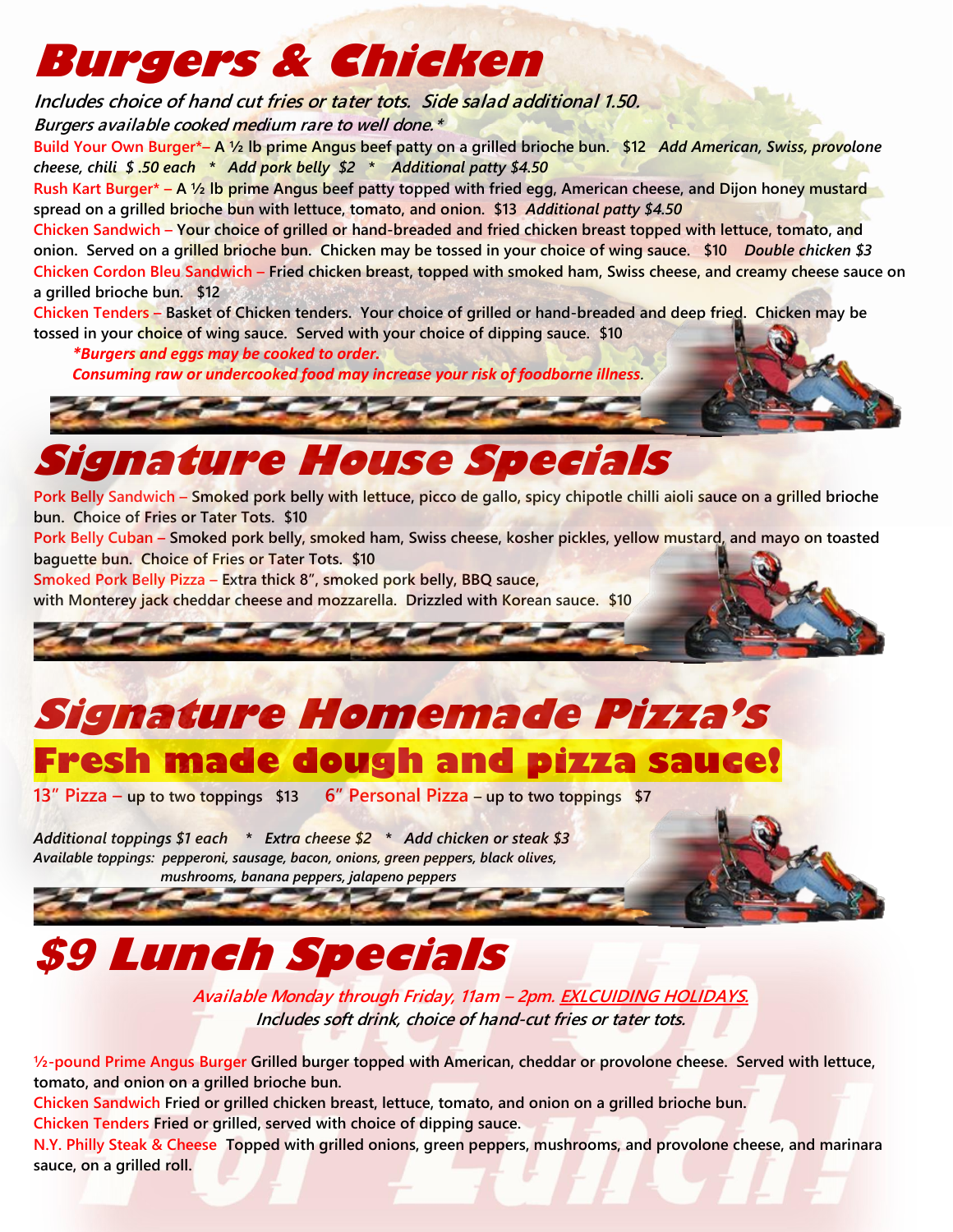# Burgers & Chicken

*Includes choice of hand cut fries or tater tots. Side salad additional 1.50.*
*Burgers available cooked medium rare to well done.**

**Build Your Own Burger*– A ½ lb prime Angus beef patty on a grilled brioche bun. $12** *Add American, Swiss, provolone cheese, chili $ .50 each * Add pork belly $2 * Additional patty $4.50*

**Rush Kart Burger* – A ½ lb prime Angus beef patty topped with fried egg, American cheese, and Dijon honey mustard spread on a grilled brioche bun with lettuce, tomato, and onion. $13** *Additional patty $4.50*

**Chicken Sandwich – Your choice of grilled or hand-breaded and fried chicken breast topped with lettuce, tomato, and onion. Served on a grilled brioche bun. Chicken may be tossed in your choice of wing sauce. $10** *Double chicken $3*

**Chicken Cordon Bleu Sandwich – Fried chicken breast, topped with smoked ham, Swiss cheese, and creamy cheese sauce on a grilled brioche bun. $12**

**Chicken Tenders – Basket of Chicken tenders. Your choice of grilled or hand-breaded and deep fried. Chicken may be tossed in your choice of wing sauce. Served with your choice of dipping sauce. $10**

***Burgers and eggs may be cooked to order.***
***Consuming raw or undercooked food may increase your risk of foodborne illness.***

# Signature House Specials

**Pork Belly Sandwich – Smoked pork belly with lettuce, picco de gallo, spicy chipotle chilli aioli sauce on a grilled brioche bun. Choice of Fries or Tater Tots. $10**

**Pork Belly Cuban – Smoked pork belly, smoked ham, Swiss cheese, kosher pickles, yellow mustard, and mayo on toasted baguette bun. Choice of Fries or Tater Tots. $10**

**Smoked Pork Belly Pizza – Extra thick 8", smoked pork belly, BBQ sauce, with Monterey jack cheddar cheese and mozzarella. Drizzled with Korean sauce. $10**

# Signature Homemade Pizza's

## Fresh made dough and pizza sauce!

**13" Pizza – up to two toppings $13** **6" Personal Pizza – up to two toppings $7**

*Additional toppings $1 each * Extra cheese $2 * Add chicken or steak $3*
*Available toppings: pepperoni, sausage, bacon, onions, green peppers, black olives, mushrooms, banana peppers, jalapeno peppers*

# $9 Lunch Specials

*Available Monday through Friday, 11am – 2pm. EXLCUIDING HOLIDAYS.*
*Includes soft drink, choice of hand-cut fries or tater tots.*

**½-pound Prime Angus Burger Grilled burger topped with American, cheddar or provolone cheese. Served with lettuce, tomato, and onion on a grilled brioche bun.**

**Chicken Sandwich Fried or grilled chicken breast, lettuce, tomato, and onion on a grilled brioche bun.**

**Chicken Tenders Fried or grilled, served with choice of dipping sauce.**

**N.Y. Philly Steak & Cheese Topped with grilled onions, green peppers, mushrooms, and provolone cheese, and marinara sauce, on a grilled roll.**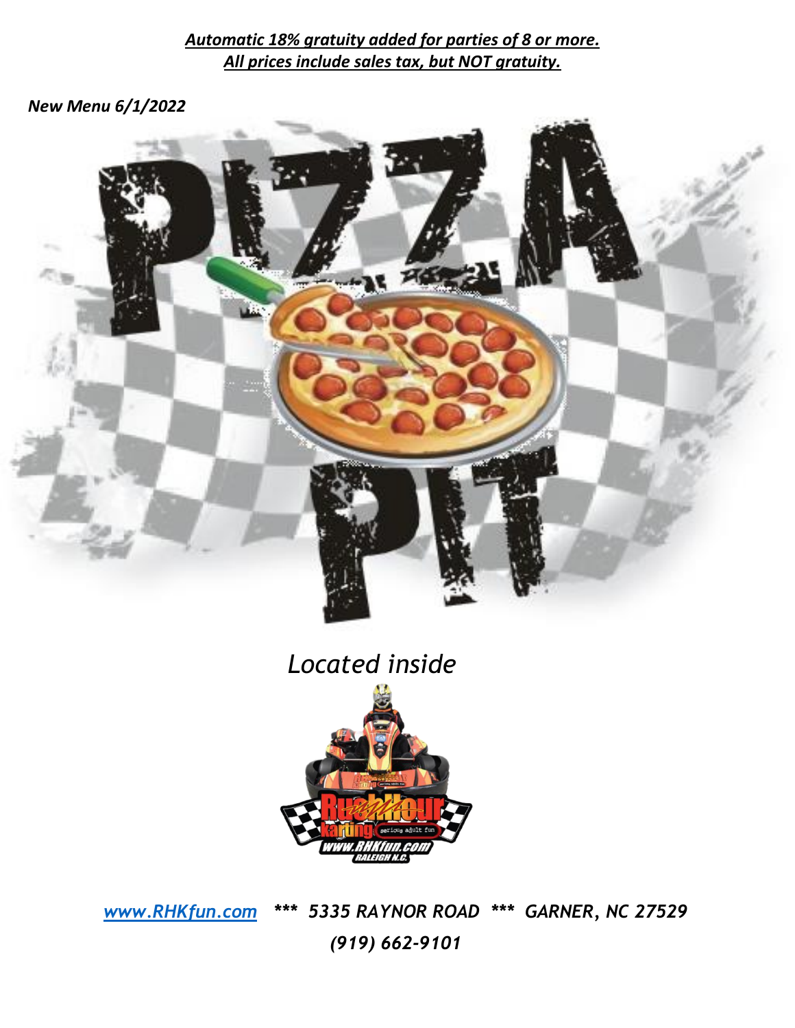***Automatic 18% gratuity added for parties of 8 or more.***
***All prices include sales tax, but NOT gratuity.***

***New Menu 6/1/2022***

# PIZZA PIT

*Located inside*

*www.RHKfun.com \*\*\* 5335 RAYNOR ROAD \*\*\* GARNER, NC 27529*
*(919) 662-9101*